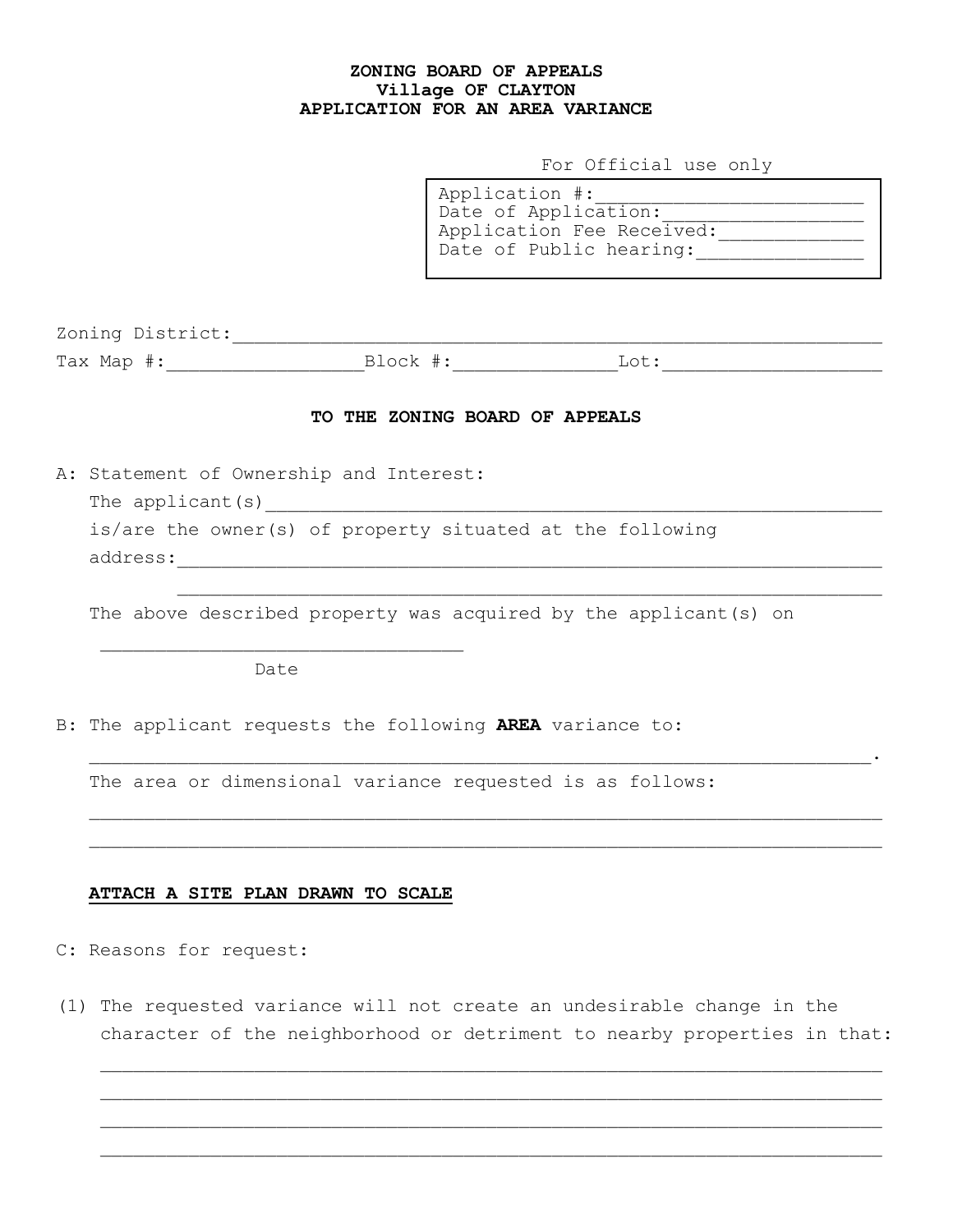**ZONING BOARD OF APPEALS**
**Village OF CLAYTON**
**APPLICATION FOR AN AREA VARIANCE**

For Official use only

| |
|---|
| Application #:________________________ |
| Date of Application:__________________ |
| Application Fee Received:_____________ |
| Date of Public hearing:_______________ |

Zoning District:_____________________________________________________________

Tax Map #:__________________Block #:_______________Lot:____________________

**TO THE ZONING BOARD OF APPEALS**

A: Statement of Ownership and Interest:

The applicant(s)____________________________________________________________

is/are the owner(s) of property situated at the following

address:____________________________________________________________________

____________________________________________________________________

The above described property was acquired by the applicant(s) on

_________________________________
Date

B: The applicant requests the following **AREA** variance to:

_______________________________________________________________________.

The area or dimensional variance requested is as follows:

_______________________________________________________________________

_______________________________________________________________________

**ATTACH A SITE PLAN DRAWN TO SCALE**

C: Reasons for request:

(1) The requested variance will not create an undesirable change in the character of the neighborhood or detriment to nearby properties in that:

_______________________________________________________________________

_______________________________________________________________________

_______________________________________________________________________

_______________________________________________________________________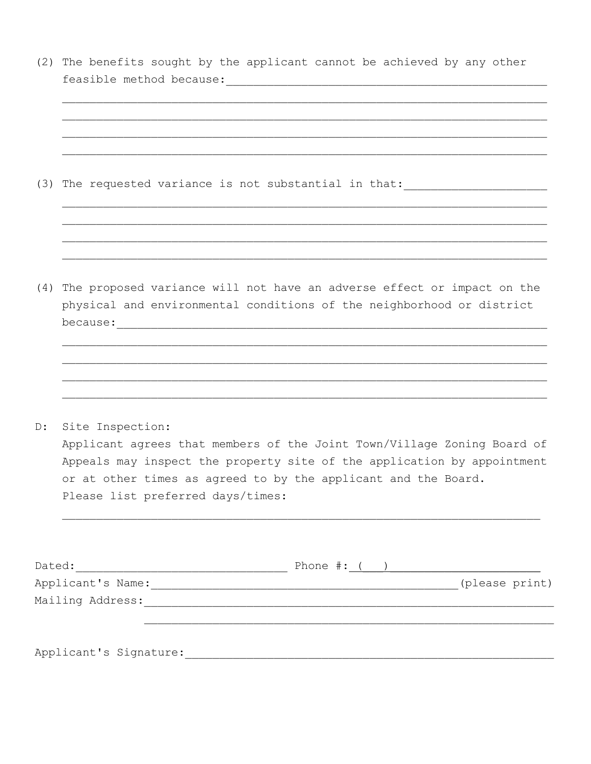(2) The benefits sought by the applicant cannot be achieved by any other feasible method because:_______________________________________________

_______________________________________________________________________

_______________________________________________________________________

_______________________________________________________________________

_______________________________________________________________________

(3) The requested variance is not substantial in that:____________________

_______________________________________________________________________

_______________________________________________________________________

_______________________________________________________________________

_______________________________________________________________________

(4) The proposed variance will not have an adverse effect or impact on the physical and environmental conditions of the neighborhood or district because:______________________________________________________________

_______________________________________________________________________

_______________________________________________________________________

_______________________________________________________________________

_______________________________________________________________________

D: Site Inspection:
Applicant agrees that members of the Joint Town/Village Zoning Board of Appeals may inspect the property site of the application by appointment or at other times as agreed to by the applicant and the Board.
Please list preferred days/times:

_______________________________________________________________________

Dated:______________________________ Phone #: (   )______________________

Applicant's Name:____________________________________________(please print)

Mailing Address:_________________________________________________________

_________________________________________________________

Applicant's Signature:___________________________________________________